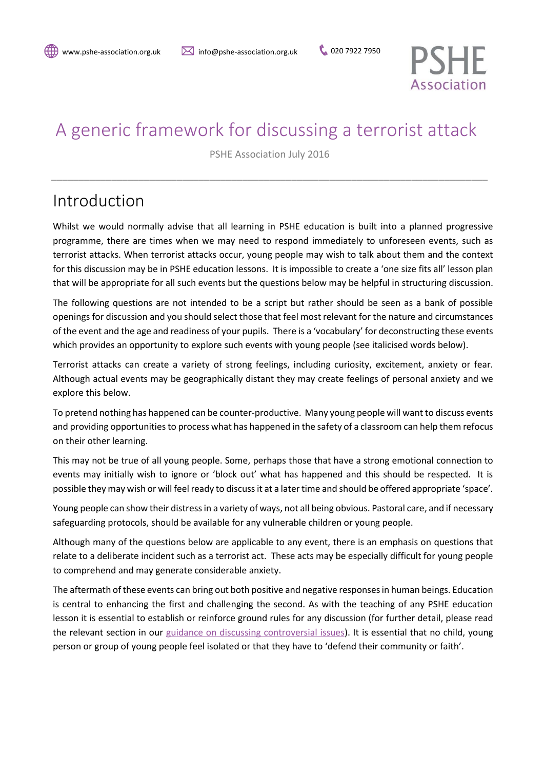www.pshe-association.org.uk info@pshe-association.org.uk 020 7922 7950

PSHE Association

# A generic framework for discussing a terrorist attack

PSHE Association July 2016

---

## Introduction

Whilst we would normally advise that all learning in PSHE education is built into a planned progressive programme, there are times when we may need to respond immediately to unforeseen events, such as terrorist attacks. When terrorist attacks occur, young people may wish to talk about them and the context for this discussion may be in PSHE education lessons. It is impossible to create a 'one size fits all' lesson plan that will be appropriate for all such events but the questions below may be helpful in structuring discussion.

The following questions are not intended to be a script but rather should be seen as a bank of possible openings for discussion and you should select those that feel most relevant for the nature and circumstances of the event and the age and readiness of your pupils. There is a 'vocabulary' for deconstructing these events which provides an opportunity to explore such events with young people (see italicised words below).

Terrorist attacks can create a variety of strong feelings, including curiosity, excitement, anxiety or fear. Although actual events may be geographically distant they may create feelings of personal anxiety and we explore this below.

To pretend nothing has happened can be counter-productive. Many young people will want to discuss events and providing opportunities to process what has happened in the safety of a classroom can help them refocus on their other learning.

This may not be true of all young people. Some, perhaps those that have a strong emotional connection to events may initially wish to ignore or 'block out' what has happened and this should be respected. It is possible they may wish or will feel ready to discuss it at a later time and should be offered appropriate 'space'.

Young people can show their distress in a variety of ways, not all being obvious. Pastoral care, and if necessary safeguarding protocols, should be available for any vulnerable children or young people.

Although many of the questions below are applicable to any event, there is an emphasis on questions that relate to a deliberate incident such as a terrorist act. These acts may be especially difficult for young people to comprehend and may generate considerable anxiety.

The aftermath of these events can bring out both positive and negative responses in human beings. Education is central to enhancing the first and challenging the second. As with the teaching of any PSHE education lesson it is essential to establish or reinforce ground rules for any discussion (for further detail, please read the relevant section in our guidance on discussing controversial issues). It is essential that no child, young person or group of young people feel isolated or that they have to 'defend their community or faith'.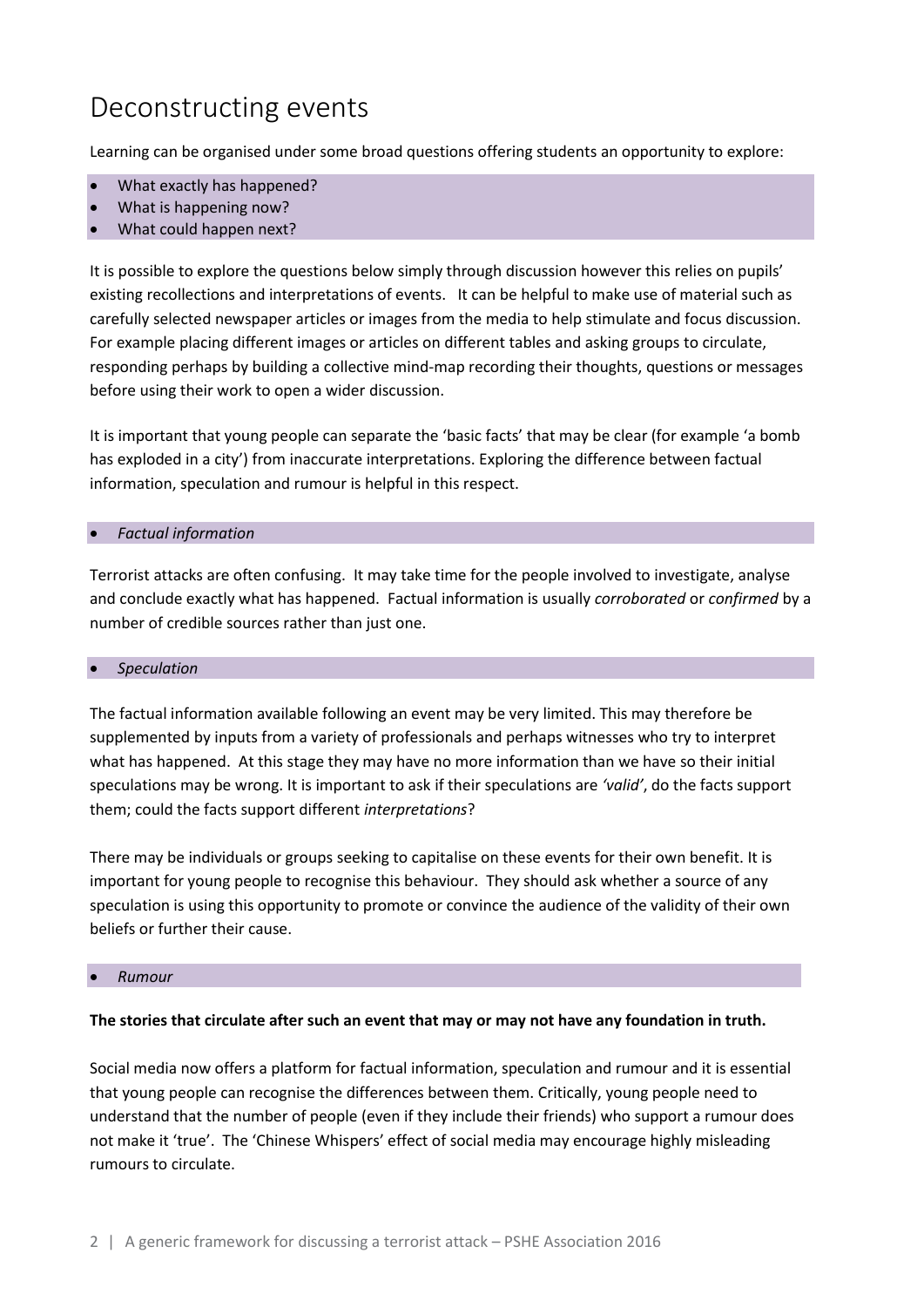# Deconstructing events

Learning can be organised under some broad questions offering students an opportunity to explore:

- What exactly has happened?
- What is happening now?
- What could happen next?

It is possible to explore the questions below simply through discussion however this relies on pupils' existing recollections and interpretations of events. It can be helpful to make use of material such as carefully selected newspaper articles or images from the media to help stimulate and focus discussion. For example placing different images or articles on different tables and asking groups to circulate, responding perhaps by building a collective mind-map recording their thoughts, questions or messages before using their work to open a wider discussion.

It is important that young people can separate the 'basic facts' that may be clear (for example 'a bomb has exploded in a city') from inaccurate interpretations. Exploring the difference between factual information, speculation and rumour is helpful in this respect.

- *Factual information*

Terrorist attacks are often confusing. It may take time for the people involved to investigate, analyse and conclude exactly what has happened. Factual information is usually *corroborated* or *confirmed* by a number of credible sources rather than just one.

- *Speculation*

The factual information available following an event may be very limited. This may therefore be supplemented by inputs from a variety of professionals and perhaps witnesses who try to interpret what has happened. At this stage they may have no more information than we have so their initial speculations may be wrong. It is important to ask if their speculations are *'valid'*, do the facts support them; could the facts support different *interpretations*?

There may be individuals or groups seeking to capitalise on these events for their own benefit. It is important for young people to recognise this behaviour. They should ask whether a source of any speculation is using this opportunity to promote or convince the audience of the validity of their own beliefs or further their cause.

- *Rumour*

**The stories that circulate after such an event that may or may not have any foundation in truth.**

Social media now offers a platform for factual information, speculation and rumour and it is essential that young people can recognise the differences between them. Critically, young people need to understand that the number of people (even if they include their friends) who support a rumour does not make it 'true'. The 'Chinese Whispers' effect of social media may encourage highly misleading rumours to circulate.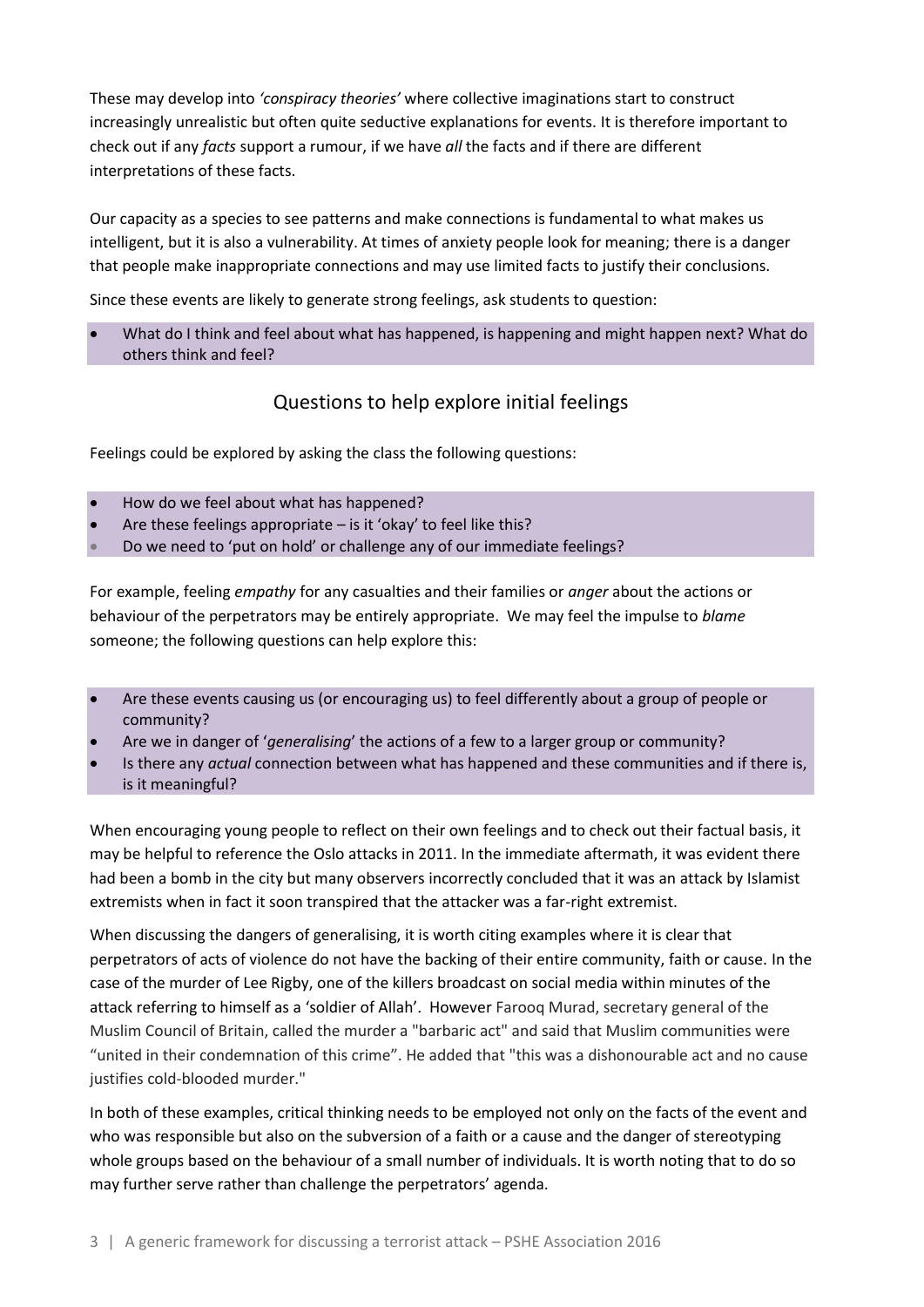These may develop into *'conspiracy theories'* where collective imaginations start to construct increasingly unrealistic but often quite seductive explanations for events. It is therefore important to check out if any *facts* support a rumour, if we have *all* the facts and if there are different interpretations of these facts.

Our capacity as a species to see patterns and make connections is fundamental to what makes us intelligent, but it is also a vulnerability. At times of anxiety people look for meaning; there is a danger that people make inappropriate connections and may use limited facts to justify their conclusions.

Since these events are likely to generate strong feelings, ask students to question:

- What do I think and feel about what has happened, is happening and might happen next? What do others think and feel?

## Questions to help explore initial feelings

Feelings could be explored by asking the class the following questions:

- How do we feel about what has happened?
- Are these feelings appropriate – is it 'okay' to feel like this?
- Do we need to 'put on hold' or challenge any of our immediate feelings?

For example, feeling *empathy* for any casualties and their families or *anger* about the actions or behaviour of the perpetrators may be entirely appropriate. We may feel the impulse to *blame* someone; the following questions can help explore this:

- Are these events causing us (or encouraging us) to feel differently about a group of people or community?
- Are we in danger of '*generalising*' the actions of a few to a larger group or community?
- Is there any *actual* connection between what has happened and these communities and if there is, is it meaningful?

When encouraging young people to reflect on their own feelings and to check out their factual basis, it may be helpful to reference the Oslo attacks in 2011. In the immediate aftermath, it was evident there had been a bomb in the city but many observers incorrectly concluded that it was an attack by Islamist extremists when in fact it soon transpired that the attacker was a far-right extremist.

When discussing the dangers of generalising, it is worth citing examples where it is clear that perpetrators of acts of violence do not have the backing of their entire community, faith or cause. In the case of the murder of Lee Rigby, one of the killers broadcast on social media within minutes of the attack referring to himself as a 'soldier of Allah'. However Farooq Murad, secretary general of the Muslim Council of Britain, called the murder a "barbaric act" and said that Muslim communities were "united in their condemnation of this crime". He added that "this was a dishonourable act and no cause justifies cold-blooded murder."

In both of these examples, critical thinking needs to be employed not only on the facts of the event and who was responsible but also on the subversion of a faith or a cause and the danger of stereotyping whole groups based on the behaviour of a small number of individuals. It is worth noting that to do so may further serve rather than challenge the perpetrators' agenda.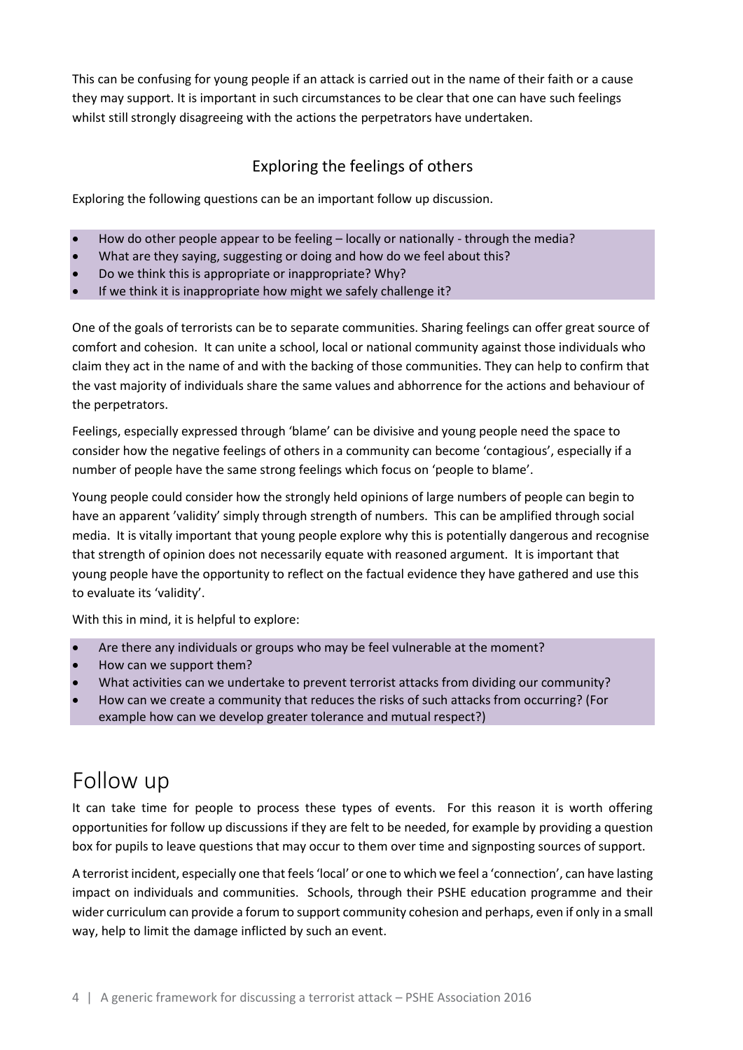This can be confusing for young people if an attack is carried out in the name of their faith or a cause they may support. It is important in such circumstances to be clear that one can have such feelings whilst still strongly disagreeing with the actions the perpetrators have undertaken.

### Exploring the feelings of others

Exploring the following questions can be an important follow up discussion.

- How do other people appear to be feeling – locally or nationally - through the media?
- What are they saying, suggesting or doing and how do we feel about this?
- Do we think this is appropriate or inappropriate? Why?
- If we think it is inappropriate how might we safely challenge it?

One of the goals of terrorists can be to separate communities. Sharing feelings can offer great source of comfort and cohesion. It can unite a school, local or national community against those individuals who claim they act in the name of and with the backing of those communities. They can help to confirm that the vast majority of individuals share the same values and abhorrence for the actions and behaviour of the perpetrators.

Feelings, especially expressed through 'blame' can be divisive and young people need the space to consider how the negative feelings of others in a community can become 'contagious', especially if a number of people have the same strong feelings which focus on 'people to blame'.

Young people could consider how the strongly held opinions of large numbers of people can begin to have an apparent 'validity' simply through strength of numbers. This can be amplified through social media. It is vitally important that young people explore why this is potentially dangerous and recognise that strength of opinion does not necessarily equate with reasoned argument. It is important that young people have the opportunity to reflect on the factual evidence they have gathered and use this to evaluate its 'validity'.

With this in mind, it is helpful to explore:

- Are there any individuals or groups who may be feel vulnerable at the moment?
- How can we support them?
- What activities can we undertake to prevent terrorist attacks from dividing our community?
- How can we create a community that reduces the risks of such attacks from occurring? (For example how can we develop greater tolerance and mutual respect?)

# Follow up

It can take time for people to process these types of events. For this reason it is worth offering opportunities for follow up discussions if they are felt to be needed, for example by providing a question box for pupils to leave questions that may occur to them over time and signposting sources of support.

A terrorist incident, especially one that feels 'local' or one to which we feel a 'connection', can have lasting impact on individuals and communities. Schools, through their PSHE education programme and their wider curriculum can provide a forum to support community cohesion and perhaps, even if only in a small way, help to limit the damage inflicted by such an event.